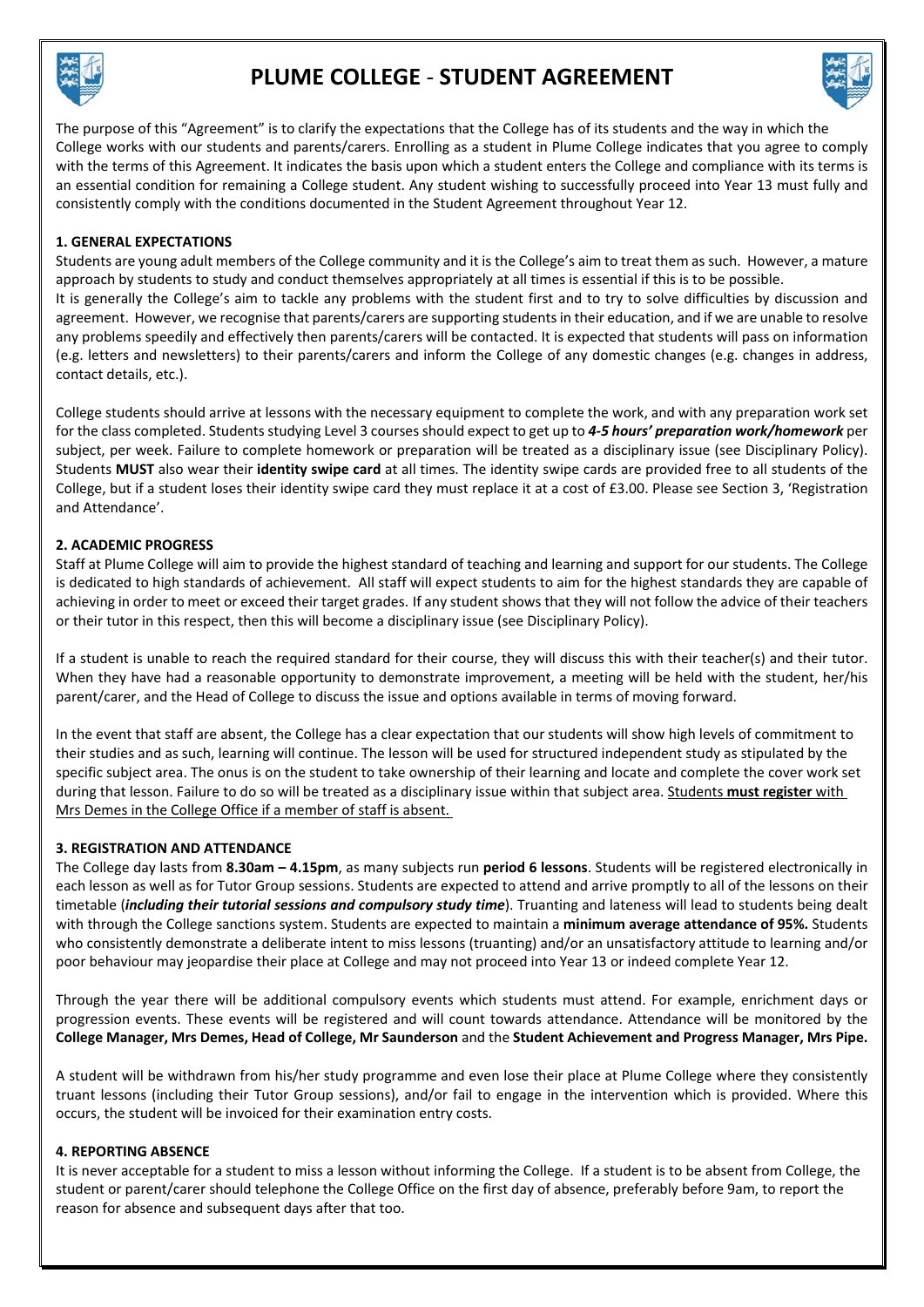# PLUME COLLEGE - STUDENT AGREEMENT

The purpose of this "Agreement" is to clarify the expectations that the College has of its students and the way in which the College works with our students and parents/carers. Enrolling as a student in Plume College indicates that you agree to comply with the terms of this Agreement. It indicates the basis upon which a student enters the College and compliance with its terms is an essential condition for remaining a College student. Any student wishing to successfully proceed into Year 13 must fully and consistently comply with the conditions documented in the Student Agreement throughout Year 12.

### 1. GENERAL EXPECTATIONS

Students are young adult members of the College community and it is the College's aim to treat them as such. However, a mature approach by students to study and conduct themselves appropriately at all times is essential if this is to be possible.
It is generally the College's aim to tackle any problems with the student first and to try to solve difficulties by discussion and agreement. However, we recognise that parents/carers are supporting students in their education, and if we are unable to resolve any problems speedily and effectively then parents/carers will be contacted. It is expected that students will pass on information (e.g. letters and newsletters) to their parents/carers and inform the College of any domestic changes (e.g. changes in address, contact details, etc.).

College students should arrive at lessons with the necessary equipment to complete the work, and with any preparation work set for the class completed. Students studying Level 3 courses should expect to get up to ***4-5 hours' preparation work/homework*** per subject, per week. Failure to complete homework or preparation will be treated as a disciplinary issue (see Disciplinary Policy). Students **MUST** also wear their **identity swipe card** at all times. The identity swipe cards are provided free to all students of the College, but if a student loses their identity swipe card they must replace it at a cost of £3.00. Please see Section 3, 'Registration and Attendance'.

### 2. ACADEMIC PROGRESS

Staff at Plume College will aim to provide the highest standard of teaching and learning and support for our students. The College is dedicated to high standards of achievement. All staff will expect students to aim for the highest standards they are capable of achieving in order to meet or exceed their target grades. If any student shows that they will not follow the advice of their teachers or their tutor in this respect, then this will become a disciplinary issue (see Disciplinary Policy).

If a student is unable to reach the required standard for their course, they will discuss this with their teacher(s) and their tutor. When they have had a reasonable opportunity to demonstrate improvement, a meeting will be held with the student, her/his parent/carer, and the Head of College to discuss the issue and options available in terms of moving forward.

In the event that staff are absent, the College has a clear expectation that our students will show high levels of commitment to their studies and as such, learning will continue. The lesson will be used for structured independent study as stipulated by the specific subject area. The onus is on the student to take ownership of their learning and locate and complete the cover work set during that lesson. Failure to do so will be treated as a disciplinary issue within that subject area. <u>Students **must register** with Mrs Demes in the College Office if a member of staff is absent.</u>

### 3. REGISTRATION AND ATTENDANCE

The College day lasts from **8.30am – 4.15pm**, as many subjects run **period 6 lessons**. Students will be registered electronically in each lesson as well as for Tutor Group sessions. Students are expected to attend and arrive promptly to all of the lessons on their timetable (***including their tutorial sessions and compulsory study time***). Truanting and lateness will lead to students being dealt with through the College sanctions system. Students are expected to maintain a **minimum average attendance of 95%.** Students who consistently demonstrate a deliberate intent to miss lessons (truanting) and/or an unsatisfactory attitude to learning and/or poor behaviour may jeopardise their place at College and may not proceed into Year 13 or indeed complete Year 12.

Through the year there will be additional compulsory events which students must attend. For example, enrichment days or progression events. These events will be registered and will count towards attendance. Attendance will be monitored by the **College Manager, Mrs Demes, Head of College, Mr Saunderson** and the **Student Achievement and Progress Manager, Mrs Pipe.**

A student will be withdrawn from his/her study programme and even lose their place at Plume College where they consistently truant lessons (including their Tutor Group sessions), and/or fail to engage in the intervention which is provided. Where this occurs, the student will be invoiced for their examination entry costs.

### 4. REPORTING ABSENCE

It is never acceptable for a student to miss a lesson without informing the College. If a student is to be absent from College, the student or parent/carer should telephone the College Office on the first day of absence, preferably before 9am, to report the reason for absence and subsequent days after that too.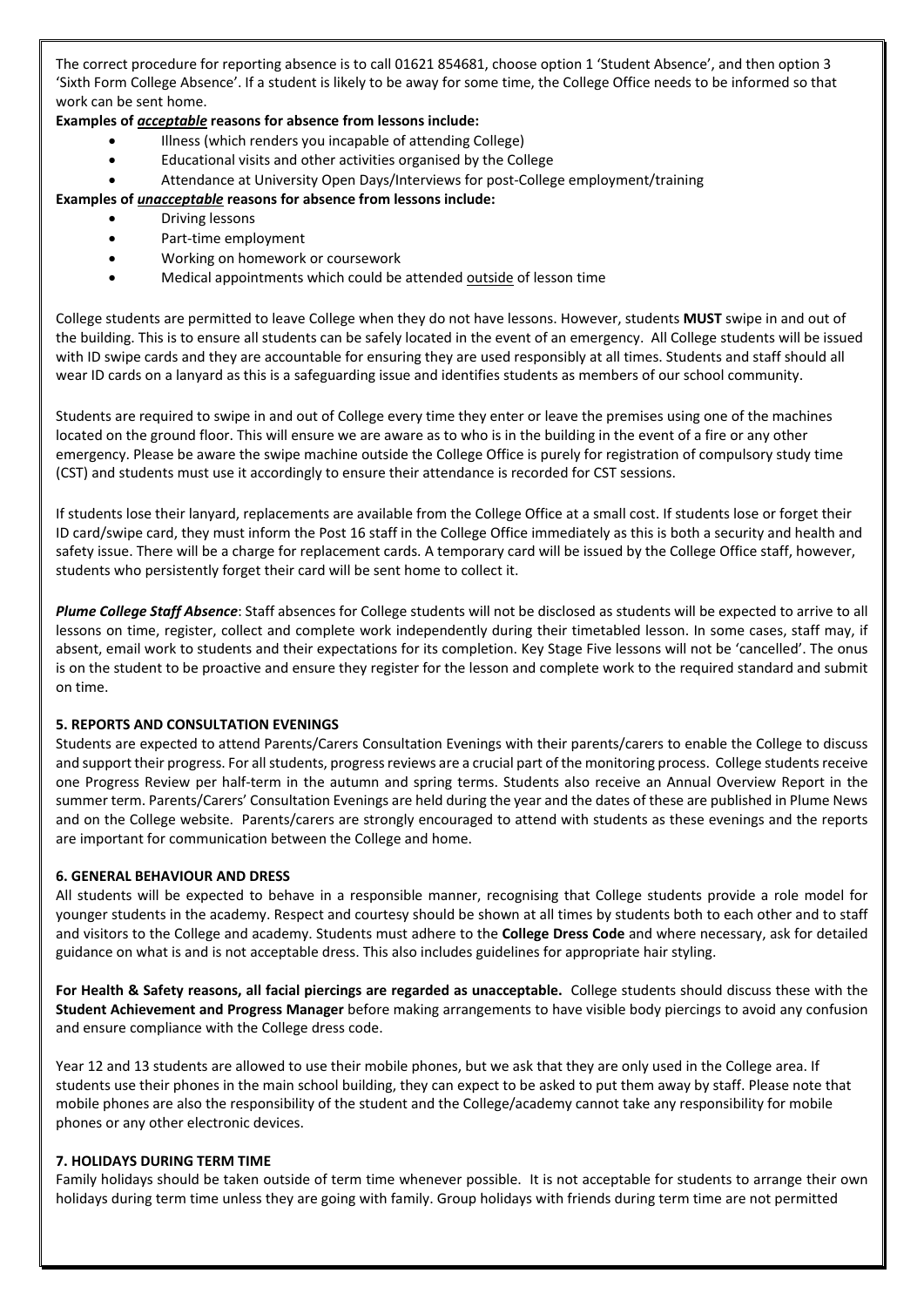The correct procedure for reporting absence is to call 01621 854681, choose option 1 'Student Absence', and then option 3 'Sixth Form College Absence'. If a student is likely to be away for some time, the College Office needs to be informed so that work can be sent home.

**Examples of *acceptable* reasons for absence from lessons include:**

- Illness (which renders you incapable of attending College)
- Educational visits and other activities organised by the College
- Attendance at University Open Days/Interviews for post-College employment/training

**Examples of *unacceptable* reasons for absence from lessons include:**

- Driving lessons
- Part-time employment
- Working on homework or coursework
- Medical appointments which could be attended outside of lesson time

College students are permitted to leave College when they do not have lessons. However, students **MUST** swipe in and out of the building. This is to ensure all students can be safely located in the event of an emergency. All College students will be issued with ID swipe cards and they are accountable for ensuring they are used responsibly at all times. Students and staff should all wear ID cards on a lanyard as this is a safeguarding issue and identifies students as members of our school community.

Students are required to swipe in and out of College every time they enter or leave the premises using one of the machines located on the ground floor. This will ensure we are aware as to who is in the building in the event of a fire or any other emergency. Please be aware the swipe machine outside the College Office is purely for registration of compulsory study time (CST) and students must use it accordingly to ensure their attendance is recorded for CST sessions.

If students lose their lanyard, replacements are available from the College Office at a small cost. If students lose or forget their ID card/swipe card, they must inform the Post 16 staff in the College Office immediately as this is both a security and health and safety issue. There will be a charge for replacement cards. A temporary card will be issued by the College Office staff, however, students who persistently forget their card will be sent home to collect it.

***Plume College Staff Absence***: Staff absences for College students will not be disclosed as students will be expected to arrive to all lessons on time, register, collect and complete work independently during their timetabled lesson. In some cases, staff may, if absent, email work to students and their expectations for its completion. Key Stage Five lessons will not be 'cancelled'. The onus is on the student to be proactive and ensure they register for the lesson and complete work to the required standard and submit on time.

## 5. REPORTS AND CONSULTATION EVENINGS

Students are expected to attend Parents/Carers Consultation Evenings with their parents/carers to enable the College to discuss and support their progress. For all students, progress reviews are a crucial part of the monitoring process. College students receive one Progress Review per half-term in the autumn and spring terms. Students also receive an Annual Overview Report in the summer term. Parents/Carers' Consultation Evenings are held during the year and the dates of these are published in Plume News and on the College website. Parents/carers are strongly encouraged to attend with students as these evenings and the reports are important for communication between the College and home.

## 6. GENERAL BEHAVIOUR AND DRESS

All students will be expected to behave in a responsible manner, recognising that College students provide a role model for younger students in the academy. Respect and courtesy should be shown at all times by students both to each other and to staff and visitors to the College and academy. Students must adhere to the **College Dress Code** and where necessary, ask for detailed guidance on what is and is not acceptable dress. This also includes guidelines for appropriate hair styling.

**For Health & Safety reasons, all facial piercings are regarded as unacceptable.** College students should discuss these with the **Student Achievement and Progress Manager** before making arrangements to have visible body piercings to avoid any confusion and ensure compliance with the College dress code.

Year 12 and 13 students are allowed to use their mobile phones, but we ask that they are only used in the College area. If students use their phones in the main school building, they can expect to be asked to put them away by staff. Please note that mobile phones are also the responsibility of the student and the College/academy cannot take any responsibility for mobile phones or any other electronic devices.

## 7. HOLIDAYS DURING TERM TIME

Family holidays should be taken outside of term time whenever possible. It is not acceptable for students to arrange their own holidays during term time unless they are going with family. Group holidays with friends during term time are not permitted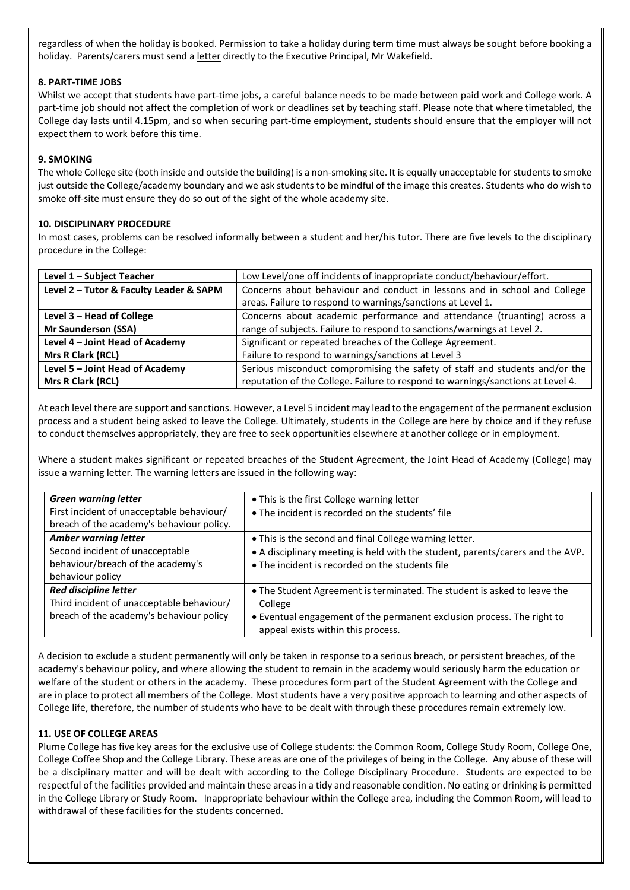regardless of when the holiday is booked. Permission to take a holiday during term time must always be sought before booking a holiday. Parents/carers must send a letter directly to the Executive Principal, Mr Wakefield.

### 8. PART-TIME JOBS

Whilst we accept that students have part-time jobs, a careful balance needs to be made between paid work and College work. A part-time job should not affect the completion of work or deadlines set by teaching staff. Please note that where timetabled, the College day lasts until 4.15pm, and so when securing part-time employment, students should ensure that the employer will not expect them to work before this time.

### 9. SMOKING

The whole College site (both inside and outside the building) is a non-smoking site. It is equally unacceptable for students to smoke just outside the College/academy boundary and we ask students to be mindful of the image this creates. Students who do wish to smoke off-site must ensure they do so out of the sight of the whole academy site.

### 10. DISCIPLINARY PROCEDURE

In most cases, problems can be resolved informally between a student and her/his tutor. There are five levels to the disciplinary procedure in the College:

| **Level 1 – Subject Teacher** | Low Level/one off incidents of inappropriate conduct/behaviour/effort. |
|---|---|
| **Level 2 – Tutor & Faculty Leader & SAPM** | Concerns about behaviour and conduct in lessons and in school and College areas. Failure to respond to warnings/sanctions at Level 1. |
| **Level 3 – Head of College**<br>**Mr Saunderson (SSA)** | Concerns about academic performance and attendance (truanting) across a range of subjects. Failure to respond to sanctions/warnings at Level 2. |
| **Level 4 – Joint Head of Academy**<br>**Mrs R Clark (RCL)** | Significant or repeated breaches of the College Agreement.<br>Failure to respond to warnings/sanctions at Level 3 |
| **Level 5 – Joint Head of Academy**<br>**Mrs R Clark (RCL)** | Serious misconduct compromising the safety of staff and students and/or the reputation of the College. Failure to respond to warnings/sanctions at Level 4. |

At each level there are support and sanctions. However, a Level 5 incident may lead to the engagement of the permanent exclusion process and a student being asked to leave the College. Ultimately, students in the College are here by choice and if they refuse to conduct themselves appropriately, they are free to seek opportunities elsewhere at another college or in employment.

Where a student makes significant or repeated breaches of the Student Agreement, the Joint Head of Academy (College) may issue a warning letter. The warning letters are issued in the following way:

| ***Green warning letter***<br>First incident of unacceptable behaviour/ breach of the academy's behaviour policy. | • This is the first College warning letter<br>• The incident is recorded on the students' file |
|---|---|
| ***Amber warning letter***<br>Second incident of unacceptable behaviour/breach of the academy's behaviour policy | • This is the second and final College warning letter.<br>• A disciplinary meeting is held with the student, parents/carers and the AVP.<br>• The incident is recorded on the students file |
| ***Red discipline letter***<br>Third incident of unacceptable behaviour/ breach of the academy's behaviour policy | • The Student Agreement is terminated. The student is asked to leave the College<br>• Eventual engagement of the permanent exclusion process. The right to appeal exists within this process. |

A decision to exclude a student permanently will only be taken in response to a serious breach, or persistent breaches, of the academy's behaviour policy, and where allowing the student to remain in the academy would seriously harm the education or welfare of the student or others in the academy. These procedures form part of the Student Agreement with the College and are in place to protect all members of the College. Most students have a very positive approach to learning and other aspects of College life, therefore, the number of students who have to be dealt with through these procedures remain extremely low.

### 11. USE OF COLLEGE AREAS

Plume College has five key areas for the exclusive use of College students: the Common Room, College Study Room, College One, College Coffee Shop and the College Library. These areas are one of the privileges of being in the College. Any abuse of these will be a disciplinary matter and will be dealt with according to the College Disciplinary Procedure. Students are expected to be respectful of the facilities provided and maintain these areas in a tidy and reasonable condition. No eating or drinking is permitted in the College Library or Study Room. Inappropriate behaviour within the College area, including the Common Room, will lead to withdrawal of these facilities for the students concerned.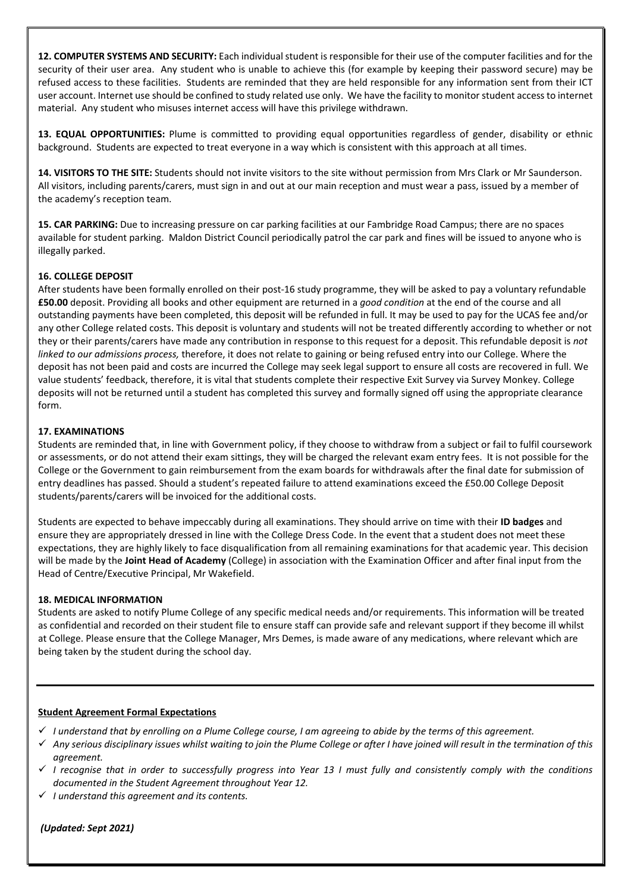**12. COMPUTER SYSTEMS AND SECURITY:** Each individual student is responsible for their use of the computer facilities and for the security of their user area. Any student who is unable to achieve this (for example by keeping their password secure) may be refused access to these facilities. Students are reminded that they are held responsible for any information sent from their ICT user account. Internet use should be confined to study related use only. We have the facility to monitor student access to internet material. Any student who misuses internet access will have this privilege withdrawn.

**13. EQUAL OPPORTUNITIES:** Plume is committed to providing equal opportunities regardless of gender, disability or ethnic background. Students are expected to treat everyone in a way which is consistent with this approach at all times.

**14. VISITORS TO THE SITE:** Students should not invite visitors to the site without permission from Mrs Clark or Mr Saunderson. All visitors, including parents/carers, must sign in and out at our main reception and must wear a pass, issued by a member of the academy's reception team.

**15. CAR PARKING:** Due to increasing pressure on car parking facilities at our Fambridge Road Campus; there are no spaces available for student parking. Maldon District Council periodically patrol the car park and fines will be issued to anyone who is illegally parked.

**16. COLLEGE DEPOSIT**

After students have been formally enrolled on their post-16 study programme, they will be asked to pay a voluntary refundable **£50.00** deposit. Providing all books and other equipment are returned in a *good condition* at the end of the course and all outstanding payments have been completed, this deposit will be refunded in full. It may be used to pay for the UCAS fee and/or any other College related costs. This deposit is voluntary and students will not be treated differently according to whether or not they or their parents/carers have made any contribution in response to this request for a deposit. This refundable deposit is *not linked to our admissions process,* therefore, it does not relate to gaining or being refused entry into our College. Where the deposit has not been paid and costs are incurred the College may seek legal support to ensure all costs are recovered in full. We value students' feedback, therefore, it is vital that students complete their respective Exit Survey via Survey Monkey. College deposits will not be returned until a student has completed this survey and formally signed off using the appropriate clearance form.

**17. EXAMINATIONS**

Students are reminded that, in line with Government policy, if they choose to withdraw from a subject or fail to fulfil coursework or assessments, or do not attend their exam sittings, they will be charged the relevant exam entry fees. It is not possible for the College or the Government to gain reimbursement from the exam boards for withdrawals after the final date for submission of entry deadlines has passed. Should a student's repeated failure to attend examinations exceed the £50.00 College Deposit students/parents/carers will be invoiced for the additional costs.

Students are expected to behave impeccably during all examinations. They should arrive on time with their **ID badges** and ensure they are appropriately dressed in line with the College Dress Code. In the event that a student does not meet these expectations, they are highly likely to face disqualification from all remaining examinations for that academic year. This decision will be made by the **Joint Head of Academy** (College) in association with the Examination Officer and after final input from the Head of Centre/Executive Principal, Mr Wakefield.

**18. MEDICAL INFORMATION**

Students are asked to notify Plume College of any specific medical needs and/or requirements. This information will be treated as confidential and recorded on their student file to ensure staff can provide safe and relevant support if they become ill whilst at College. Please ensure that the College Manager, Mrs Demes, is made aware of any medications, where relevant which are being taken by the student during the school day.

---

**Student Agreement Formal Expectations**

- ✓ *I understand that by enrolling on a Plume College course, I am agreeing to abide by the terms of this agreement.*
- ✓ *Any serious disciplinary issues whilst waiting to join the Plume College or after I have joined will result in the termination of this agreement.*
- ✓ *I recognise that in order to successfully progress into Year 13 I must fully and consistently comply with the conditions documented in the Student Agreement throughout Year 12.*
- ✓ *I understand this agreement and its contents.*

***(Updated: Sept 2021)***